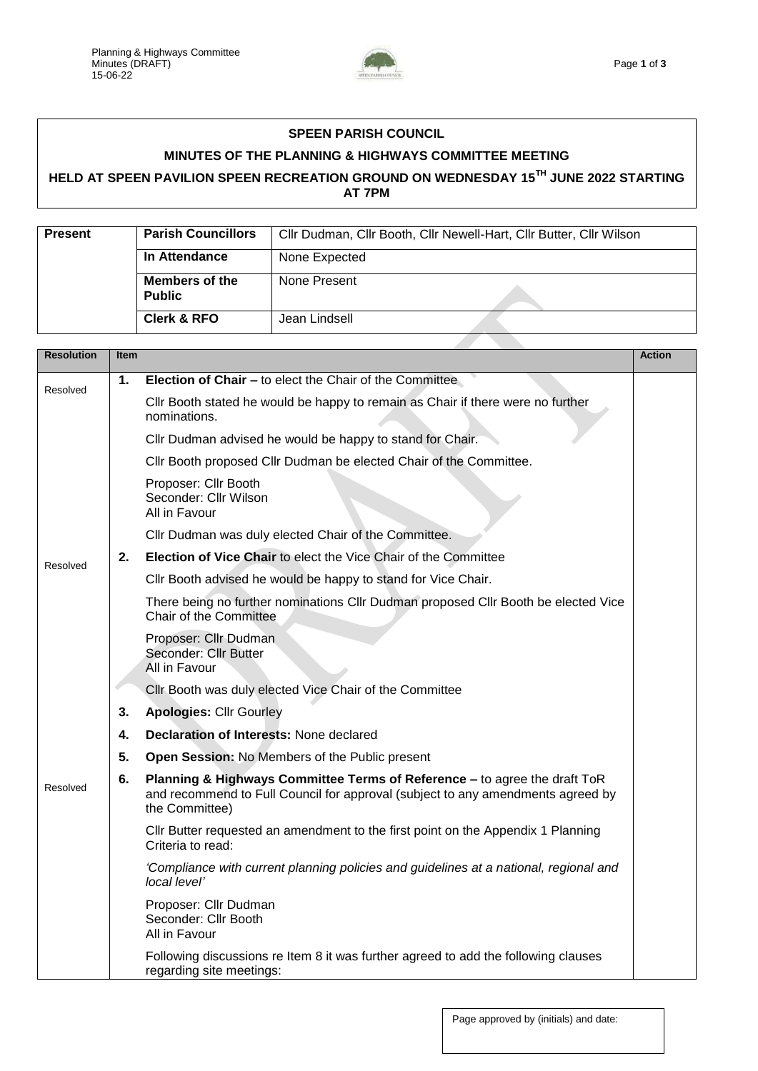**SPEEN PARISH COUNCIL**

**MINUTES OF THE PLANNING & HIGHWAYS COMMITTEE MEETING**

**HELD AT SPEEN PAVILION SPEEN RECREATION GROUND ON WEDNESDAY 15TH JUNE 2022 STARTING AT 7PM**

| Present | Parish Councillors | Cllr Dudman, Cllr Booth, Cllr Newell-Hart, Cllr Butter, Cllr Wilson |
|---|---|---|
| | In Attendance | None Expected |
| | Members of the Public | None Present |
| | Clerk & RFO | Jean Lindsell |

| Resolution | Item | | Action |
|---|---|---|---|
| Resolved | 1. | **Election of Chair –** to elect the Chair of the Committee<br><br>Cllr Booth stated he would be happy to remain as Chair if there were no further nominations.<br><br>Cllr Dudman advised he would be happy to stand for Chair.<br><br>Cllr Booth proposed Cllr Dudman be elected Chair of the Committee.<br><br>Proposer: Cllr Booth<br>Seconder: Cllr Wilson<br>All in Favour<br><br>Cllr Dudman was duly elected Chair of the Committee. | |
| Resolved | 2. | **Election of Vice Chair** to elect the Vice Chair of the Committee<br><br>Cllr Booth advised he would be happy to stand for Vice Chair.<br><br>There being no further nominations Cllr Dudman proposed Cllr Booth be elected Vice Chair of the Committee<br><br>Proposer: Cllr Dudman<br>Seconder: Cllr Butter<br>All in Favour<br><br>Cllr Booth was duly elected Vice Chair of the Committee | |
| | 3. | **Apologies:** Cllr Gourley | |
| | 4. | **Declaration of Interests:** None declared | |
| | 5. | **Open Session:** No Members of the Public present | |
| Resolved | 6. | **Planning & Highways Committee Terms of Reference –** to agree the draft ToR and recommend to Full Council for approval (subject to any amendments agreed by the Committee)<br><br>Cllr Butter requested an amendment to the first point on the Appendix 1 Planning Criteria to read:<br><br>*'Compliance with current planning policies and guidelines at a national, regional and local level'*<br><br>Proposer: Cllr Dudman<br>Seconder: Cllr Booth<br>All in Favour<br><br>Following discussions re Item 8 it was further agreed to add the following clauses regarding site meetings: | |

Page approved by (initials) and date: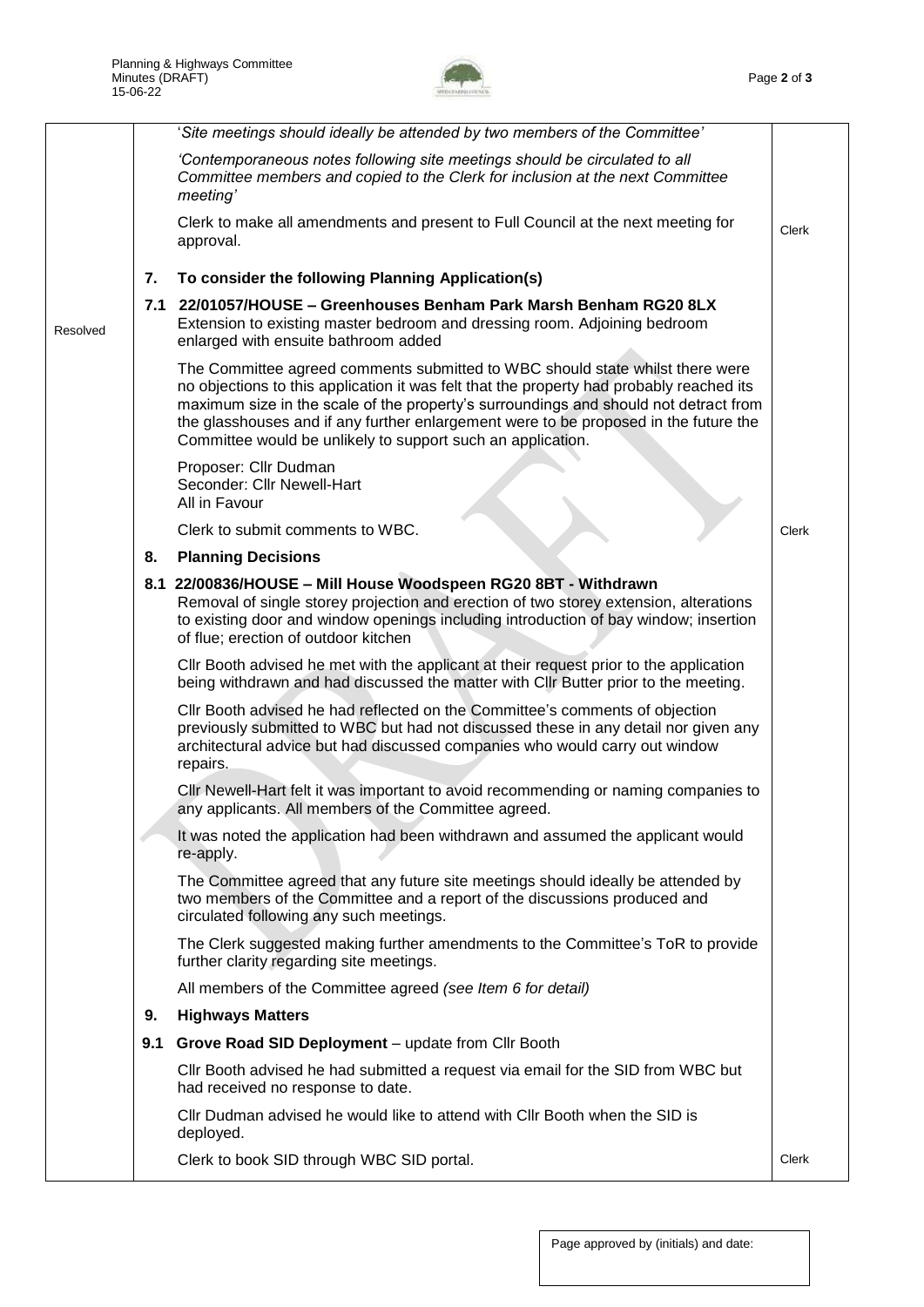| | | | |
|---|---|---|---|
| | | '*Site meetings should ideally be attended by two members of the Committee*' | |
| | | *'Contemporaneous notes following site meetings should be circulated to all Committee members and copied to the Clerk for inclusion at the next Committee meeting'* | |
| | | Clerk to make all amendments and present to Full Council at the next meeting for approval. | Clerk |
| | **7.** | **To consider the following Planning Application(s)** | |
| Resolved | **7.1** | **22/01057/HOUSE – Greenhouses Benham Park Marsh Benham RG20 8LX** Extension to existing master bedroom and dressing room. Adjoining bedroom enlarged with ensuite bathroom added | |
| | | The Committee agreed comments submitted to WBC should state whilst there were no objections to this application it was felt that the property had probably reached its maximum size in the scale of the property's surroundings and should not detract from the glasshouses and if any further enlargement were to be proposed in the future the Committee would be unlikely to support such an application. | |
| | | Proposer: Cllr Dudman<br>Seconder: Cllr Newell-Hart<br>All in Favour | |
| | | Clerk to submit comments to WBC. | Clerk |
| | **8.** | **Planning Decisions** | |
| | **8.1** | **22/00836/HOUSE – Mill House Woodspeen RG20 8BT - Withdrawn** Removal of single storey projection and erection of two storey extension, alterations to existing door and window openings including introduction of bay window; insertion of flue; erection of outdoor kitchen | |
| | | Cllr Booth advised he met with the applicant at their request prior to the application being withdrawn and had discussed the matter with Cllr Butter prior to the meeting. | |
| | | Cllr Booth advised he had reflected on the Committee's comments of objection previously submitted to WBC but had not discussed these in any detail nor given any architectural advice but had discussed companies who would carry out window repairs. | |
| | | Cllr Newell-Hart felt it was important to avoid recommending or naming companies to any applicants. All members of the Committee agreed. | |
| | | It was noted the application had been withdrawn and assumed the applicant would re-apply. | |
| | | The Committee agreed that any future site meetings should ideally be attended by two members of the Committee and a report of the discussions produced and circulated following any such meetings. | |
| | | The Clerk suggested making further amendments to the Committee's ToR to provide further clarity regarding site meetings. | |
| | | All members of the Committee agreed *(see Item 6 for detail)* | |
| | **9.** | **Highways Matters** | |
| | **9.1** | **Grove Road SID Deployment** – update from Cllr Booth | |
| | | Cllr Booth advised he had submitted a request via email for the SID from WBC but had received no response to date. | |
| | | Cllr Dudman advised he would like to attend with Cllr Booth when the SID is deployed. | |
| | | Clerk to book SID through WBC SID portal. | Clerk |

Page approved by (initials) and date: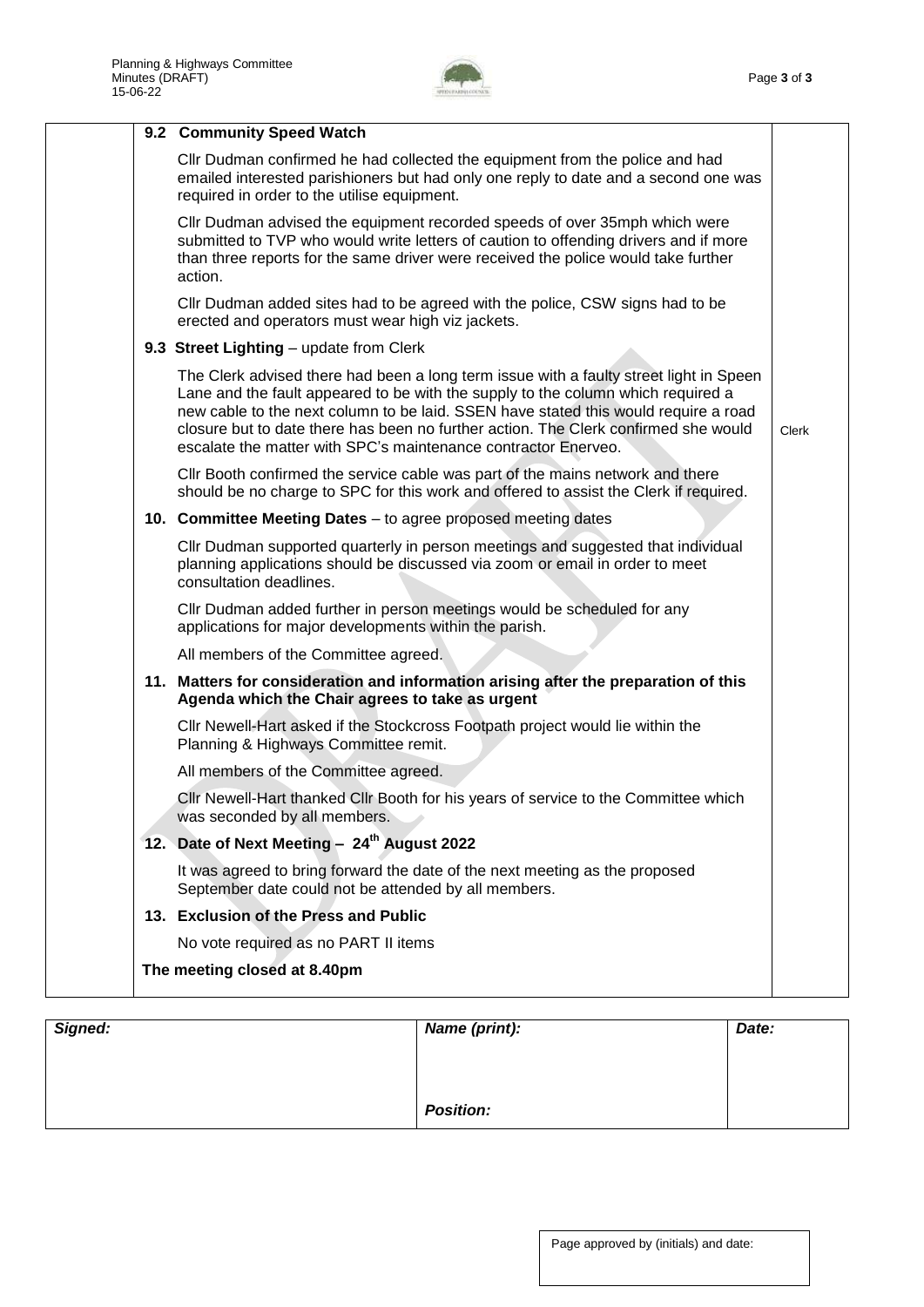### 9.2 Community Speed Watch

Cllr Dudman confirmed he had collected the equipment from the police and had emailed interested parishioners but had only one reply to date and a second one was required in order to the utilise equipment.

Cllr Dudman advised the equipment recorded speeds of over 35mph which were submitted to TVP who would write letters of caution to offending drivers and if more than three reports for the same driver were received the police would take further action.

Cllr Dudman added sites had to be agreed with the police, CSW signs had to be erected and operators must wear high viz jackets.

### 9.3 Street Lighting – update from Clerk

The Clerk advised there had been a long term issue with a faulty street light in Speen Lane and the fault appeared to be with the supply to the column which required a new cable to the next column to be laid. SSEN have stated this would require a road closure but to date there has been no further action. The Clerk confirmed she would escalate the matter with SPC's maintenance contractor Enerveo. **Action: Clerk**

Cllr Booth confirmed the service cable was part of the mains network and there should be no charge to SPC for this work and offered to assist the Clerk if required.

### 10. Committee Meeting Dates – to agree proposed meeting dates

Cllr Dudman supported quarterly in person meetings and suggested that individual planning applications should be discussed via zoom or email in order to meet consultation deadlines.

Cllr Dudman added further in person meetings would be scheduled for any applications for major developments within the parish.

All members of the Committee agreed.

### 11. Matters for consideration and information arising after the preparation of this Agenda which the Chair agrees to take as urgent

Cllr Newell-Hart asked if the Stockcross Footpath project would lie within the Planning & Highways Committee remit.

All members of the Committee agreed.

Cllr Newell-Hart thanked Cllr Booth for his years of service to the Committee which was seconded by all members.

### 12. Date of Next Meeting – 24th August 2022

It was agreed to bring forward the date of the next meeting as the proposed September date could not be attended by all members.

### 13. Exclusion of the Press and Public

No vote required as no PART II items

**The meeting closed at 8.40pm**

| ***Signed:*** | ***Name (print):*** | ***Date:*** |
|---|---|---|
| | ***Position:*** | |

Page approved by (initials) and date: